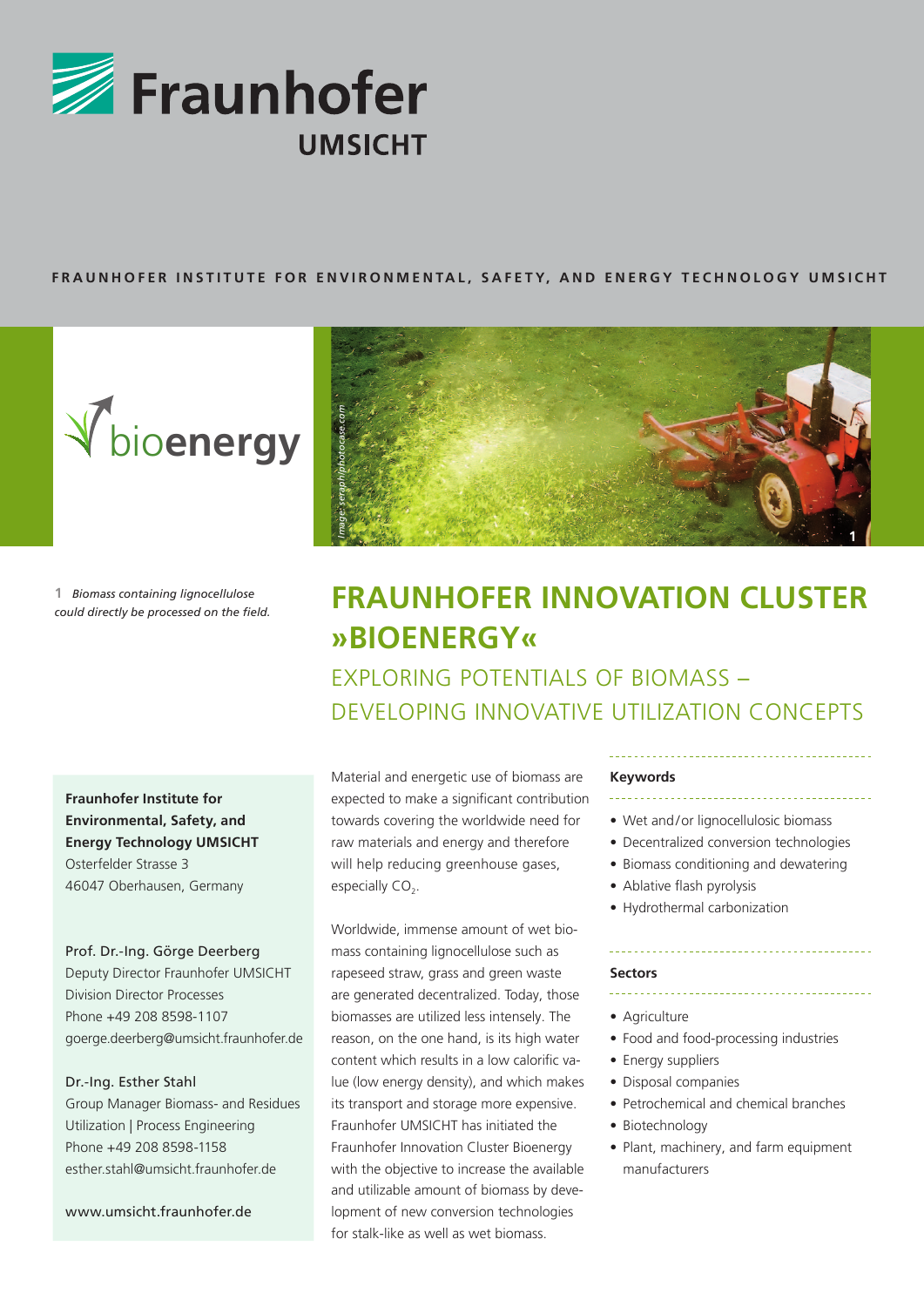Fraunhofer UMSICHT

**FRAUNHOFER INSTITUTE FOR ENVIRONMENTAL, SAFETY, AND ENERGY TECHNOLOGY UMSICHT**

bioenergy

Image: seraphphotocase.com

1 *Biomass containing lignocellulose could directly be processed on the field.*

# FRAUNHOFER INNOVATION CLUSTER »BIOENERGY«

## EXPLORING POTENTIALS OF BIOMASS – DEVELOPING INNOVATIVE UTILIZATION CONCEPTS

**Fraunhofer Institute for Environmental, Safety, and Energy Technology UMSICHT**
Osterfelder Strasse 3
46047 Oberhausen, Germany

Prof. Dr.-Ing. Görge Deerberg
Deputy Director Fraunhofer UMSICHT
Division Director Processes
Phone +49 208 8598-1107
goerge.deerberg@umsicht.fraunhofer.de

Dr.-Ing. Esther Stahl
Group Manager Biomass- and Residues Utilization | Process Engineering
Phone +49 208 8598-1158
esther.stahl@umsicht.fraunhofer.de

www.umsicht.fraunhofer.de

Material and energetic use of biomass are expected to make a significant contribution towards covering the worldwide need for raw materials and energy and therefore will help reducing greenhouse gases, especially $CO_2$.

Worldwide, immense amount of wet biomass containing lignocellulose such as rapeseed straw, grass and green waste are generated decentralized. Today, those biomasses are utilized less intensely. The reason, on the one hand, is its high water content which results in a low calorific value (low energy density), and which makes its transport and storage more expensive. Fraunhofer UMSICHT has initiated the Fraunhofer Innovation Cluster Bioenergy with the objective to increase the available and utilizable amount of biomass by development of new conversion technologies for stalk-like as well as wet biomass.

**Keywords**

- Wet and/or lignocellulosic biomass
- Decentralized conversion technologies
- Biomass conditioning and dewatering
- Ablative flash pyrolysis
- Hydrothermal carbonization

**Sectors**

- Agriculture
- Food and food-processing industries
- Energy suppliers
- Disposal companies
- Petrochemical and chemical branches
- Biotechnology
- Plant, machinery, and farm equipment manufacturers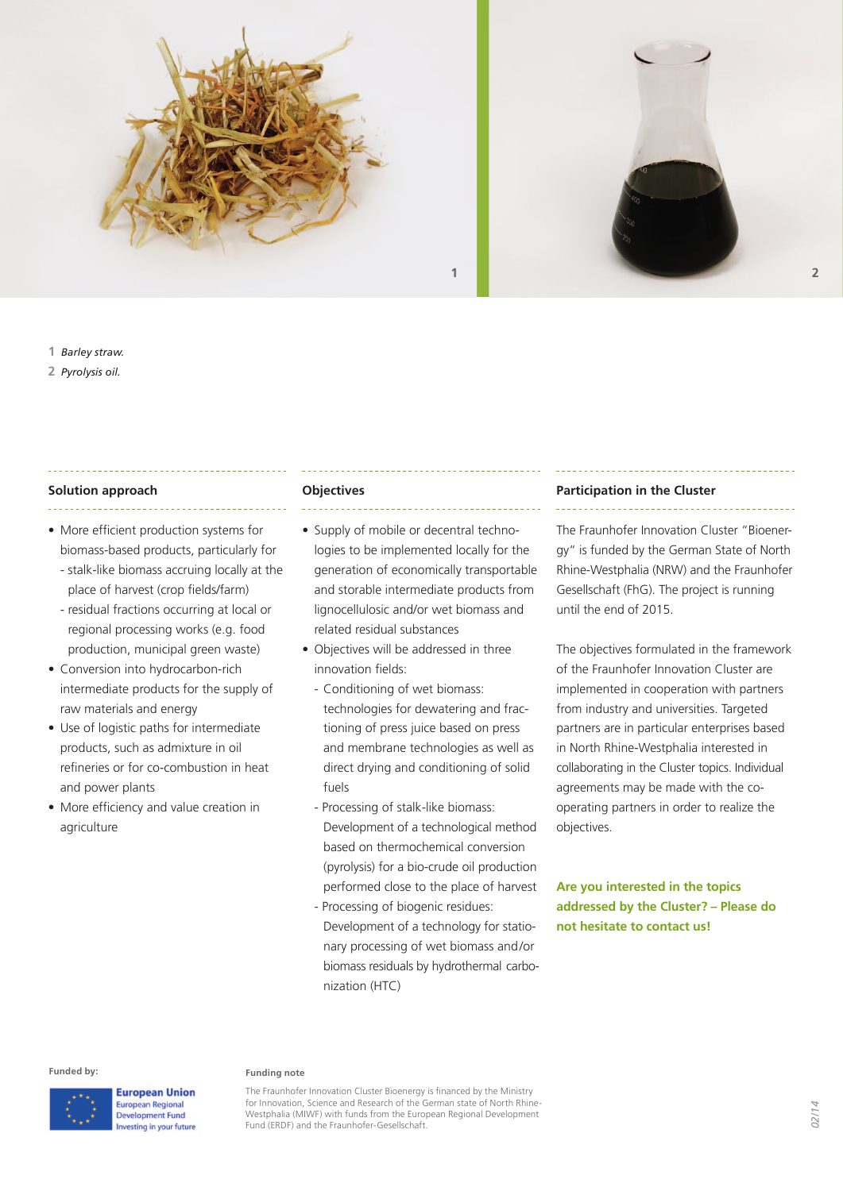1 *Barley straw.*
2 *Pyrolysis oil.*

## Solution approach

- More efficient production systems for biomass-based products, particularly for
  - stalk-like biomass accruing locally at the place of harvest (crop fields/farm)
  - residual fractions occurring at local or regional processing works (e.g. food production, municipal green waste)
- Conversion into hydrocarbon-rich intermediate products for the supply of raw materials and energy
- Use of logistic paths for intermediate products, such as admixture in oil refineries or for co-combustion in heat and power plants
- More efficiency and value creation in agriculture

## Objectives

- Supply of mobile or decentral technologies to be implemented locally for the generation of economically transportable and storable intermediate products from lignocellulosic and/or wet biomass and related residual substances
- Objectives will be addressed in three innovation fields:
  - Conditioning of wet biomass: technologies for dewatering and fractioning of press juice based on press and membrane technologies as well as direct drying and conditioning of solid fuels
  - Processing of stalk-like biomass: Development of a technological method based on thermochemical conversion (pyrolysis) for a bio-crude oil production performed close to the place of harvest
  - Processing of biogenic residues: Development of a technology for stationary processing of wet biomass and/or biomass residuals by hydrothermal carbonization (HTC)

## Participation in the Cluster

The Fraunhofer Innovation Cluster "Bioenergy" is funded by the German State of North Rhine-Westphalia (NRW) and the Fraunhofer Gesellschaft (FhG). The project is running until the end of 2015.

The objectives formulated in the framework of the Fraunhofer Innovation Cluster are implemented in cooperation with partners from industry and universities. Targeted partners are in particular enterprises based in North Rhine-Westphalia interested in collaborating in the Cluster topics. Individual agreements may be made with the co-operating partners in order to realize the objectives.

**Are you interested in the topics addressed by the Cluster? – Please do not hesitate to contact us!**

**Funded by:**

European Union
European Regional Development Fund
Investing in your future

**Funding note**

The Fraunhofer Innovation Cluster Bioenergy is financed by the Ministry for Innovation, Science and Research of the German state of North Rhine-Westphalia (MIWF) with funds from the European Regional Development Fund (ERDF) and the Fraunhofer-Gesellschaft.

02/14